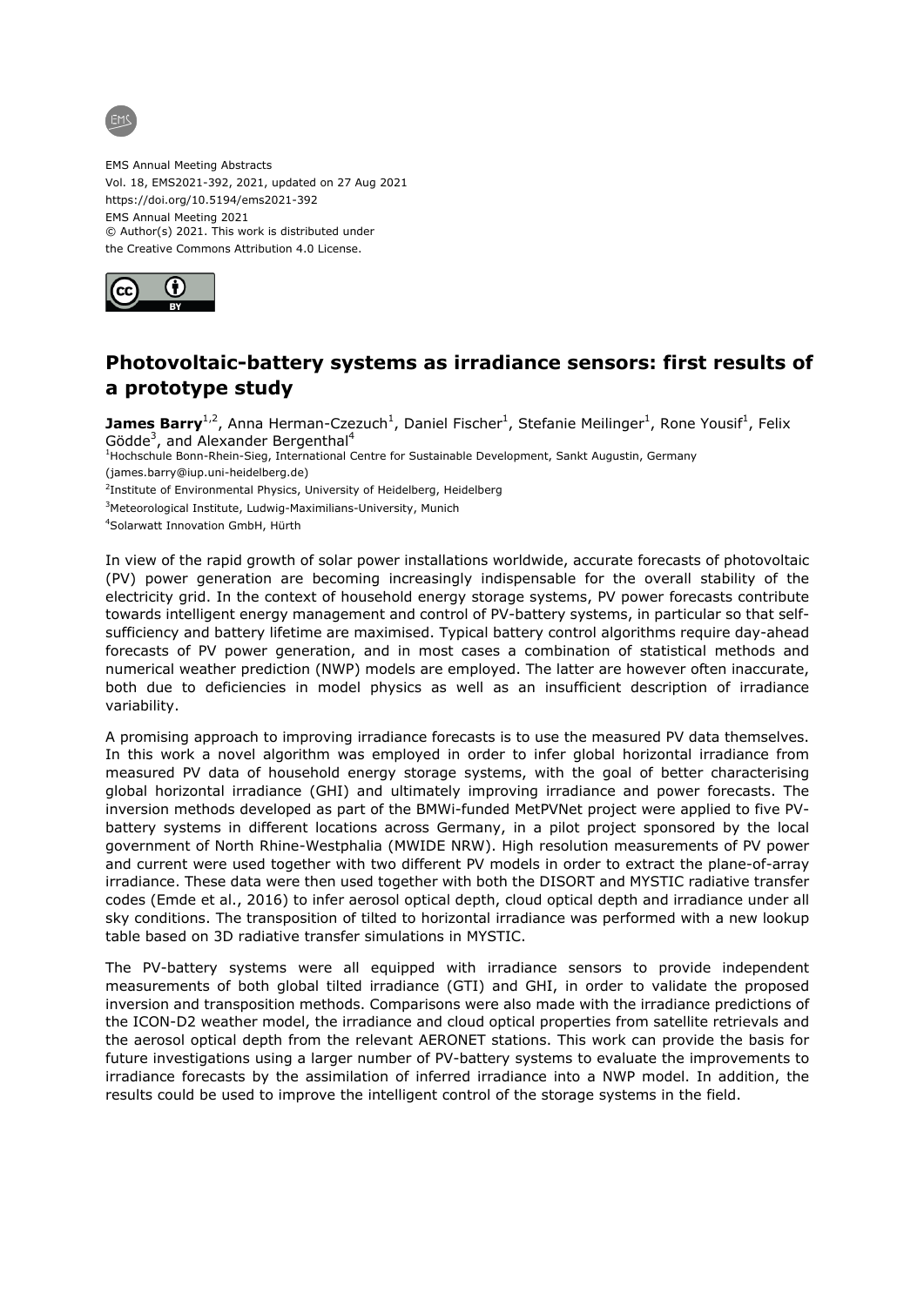EMS Annual Meeting Abstracts
Vol. 18, EMS2021-392, 2021, updated on 27 Aug 2021
https://doi.org/10.5194/ems2021-392
EMS Annual Meeting 2021
© Author(s) 2021. This work is distributed under
the Creative Commons Attribution 4.0 License.

# Photovoltaic-battery systems as irradiance sensors: first results of a prototype study

**James Barry**[1,2], Anna Herman-Czezuch[1], Daniel Fischer[1], Stefanie Meilinger[1], Rone Yousif[1], Felix Gödde[3], and Alexander Bergenthal[4]

[1]Hochschule Bonn-Rhein-Sieg, International Centre for Sustainable Development, Sankt Augustin, Germany (james.barry@iup.uni-heidelberg.de)

[2]Institute of Environmental Physics, University of Heidelberg, Heidelberg

[3]Meteorological Institute, Ludwig-Maximilians-University, Munich

[4]Solarwatt Innovation GmbH, Hürth

In view of the rapid growth of solar power installations worldwide, accurate forecasts of photovoltaic (PV) power generation are becoming increasingly indispensable for the overall stability of the electricity grid. In the context of household energy storage systems, PV power forecasts contribute towards intelligent energy management and control of PV-battery systems, in particular so that self-sufficiency and battery lifetime are maximised. Typical battery control algorithms require day-ahead forecasts of PV power generation, and in most cases a combination of statistical methods and numerical weather prediction (NWP) models are employed. The latter are however often inaccurate, both due to deficiencies in model physics as well as an insufficient description of irradiance variability.

A promising approach to improving irradiance forecasts is to use the measured PV data themselves. In this work a novel algorithm was employed in order to infer global horizontal irradiance from measured PV data of household energy storage systems, with the goal of better characterising global horizontal irradiance (GHI) and ultimately improving irradiance and power forecasts. The inversion methods developed as part of the BMWi-funded MetPVNet project were applied to five PV-battery systems in different locations across Germany, in a pilot project sponsored by the local government of North Rhine-Westphalia (MWIDE NRW). High resolution measurements of PV power and current were used together with two different PV models in order to extract the plane-of-array irradiance. These data were then used together with both the DISORT and MYSTIC radiative transfer codes (Emde et al., 2016) to infer aerosol optical depth, cloud optical depth and irradiance under all sky conditions. The transposition of tilted to horizontal irradiance was performed with a new lookup table based on 3D radiative transfer simulations in MYSTIC.

The PV-battery systems were all equipped with irradiance sensors to provide independent measurements of both global tilted irradiance (GTI) and GHI, in order to validate the proposed inversion and transposition methods. Comparisons were also made with the irradiance predictions of the ICON-D2 weather model, the irradiance and cloud properties from satellite retrievals and the aerosol optical depth from the relevant AERONET stations. This work can provide the basis for future investigations using a larger number of PV-battery systems to evaluate the improvements to irradiance forecasts by the assimilation of inferred irradiance into a NWP model. In addition, the results could be used to improve the intelligent control of the storage systems in the field.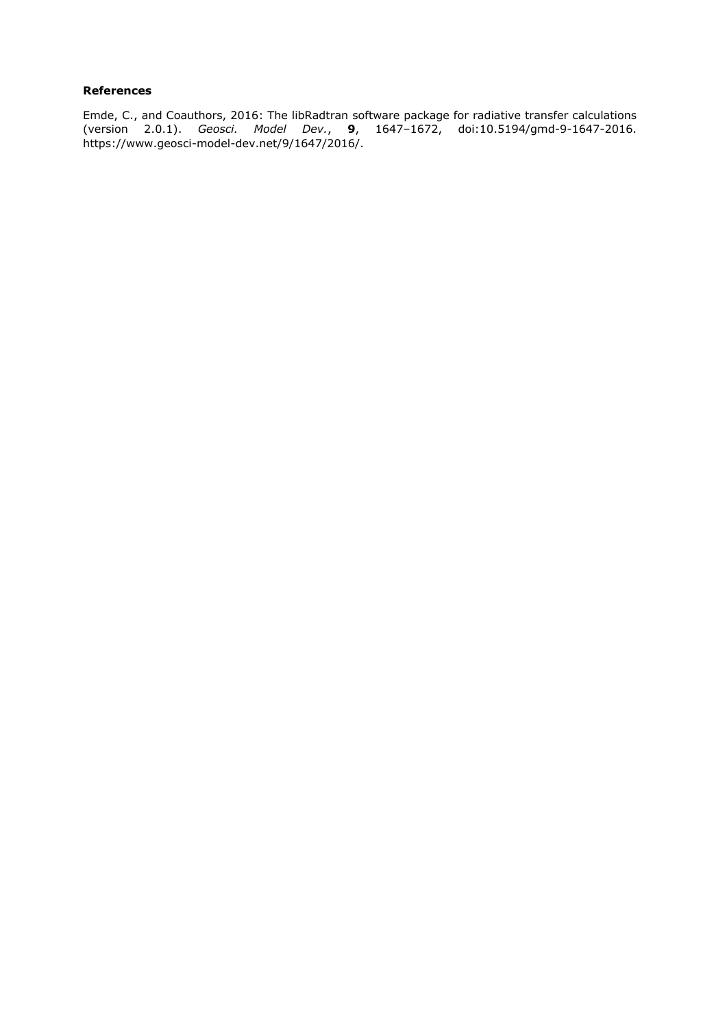**References**

Emde, C., and Coauthors, 2016: The libRadtran software package for radiative transfer calculations (version 2.0.1). *Geosci. Model Dev.*, **9**, 1647–1672, doi:10.5194/gmd-9-1647-2016. https://www.geosci-model-dev.net/9/1647/2016/.